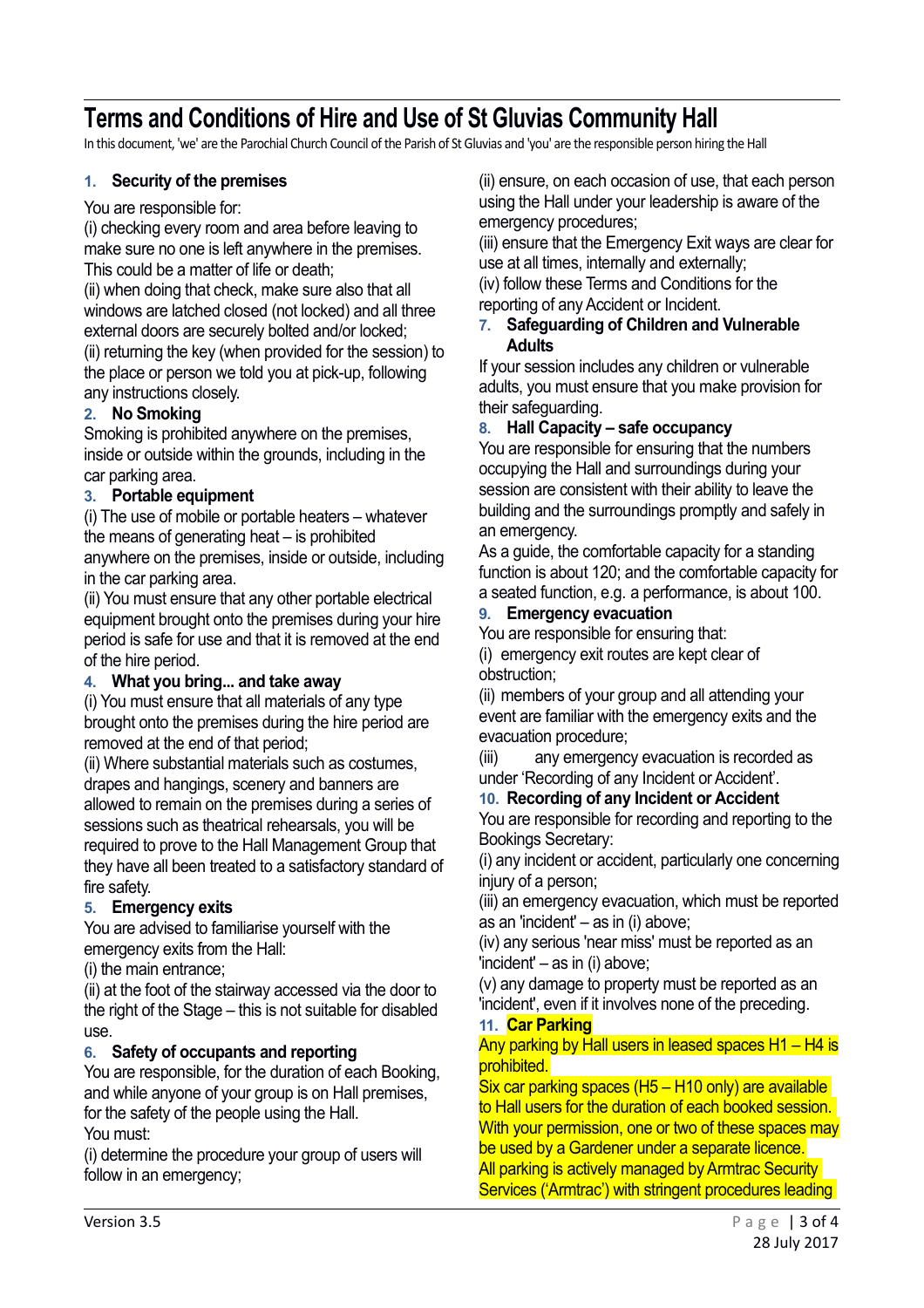# Terms and Conditions of Hire and Use of St Gluvias Community Hall

In this document, 'we' are the Parochial Church Council of the Parish of St Gluvias and 'you' are the responsible person hiring the Hall

### 1. Security of the premises

You are responsible for:

(i) checking every room and area before leaving to make sure no one is left anywhere in the premises. This could be a matter of life or death;

(ii) when doing that check, make sure also that all windows are latched closed (not locked) and all three external doors are securely bolted and/or locked;

(ii) returning the key (when provided for the session) to the place or person we told you at pick-up, following any instructions closely.

### 2. No Smoking

Smoking is prohibited anywhere on the premises, inside or outside within the grounds, including in the car parking area.

### 3. Portable equipment

(i) The use of mobile or portable heaters – whatever the means of generating heat – is prohibited anywhere on the premises, inside or outside, including in the car parking area.

(ii) You must ensure that any other portable electrical equipment brought onto the premises during your hire period is safe for use and that it is removed at the end of the hire period.

### 4. What you bring... and take away

(i) You must ensure that all materials of any type brought onto the premises during the hire period are removed at the end of that period;

(ii) Where substantial materials such as costumes, drapes and hangings, scenery and banners are allowed to remain on the premises during a series of sessions such as theatrical rehearsals, you will be required to prove to the Hall Management Group that they have all been treated to a satisfactory standard of fire safety.

### 5. Emergency exits

You are advised to familiarise yourself with the emergency exits from the Hall:

(i) the main entrance;

(ii) at the foot of the stairway accessed via the door to the right of the Stage – this is not suitable for disabled use.

### 6. Safety of occupants and reporting

You are responsible, for the duration of each Booking, and while anyone of your group is on Hall premises, for the safety of the people using the Hall.

You must:

(i) determine the procedure your group of users will follow in an emergency;

(ii) ensure, on each occasion of use, that each person using the Hall under your leadership is aware of the emergency procedures;

(iii) ensure that the Emergency Exit ways are clear for use at all times, internally and externally;

(iv) follow these Terms and Conditions for the reporting of any Accident or Incident.

### 7. Safeguarding of Children and Vulnerable Adults

If your session includes any children or vulnerable adults, you must ensure that you make provision for their safeguarding.

### 8. Hall Capacity – safe occupancy

You are responsible for ensuring that the numbers occupying the Hall and surroundings during your session are consistent with their ability to leave the building and the surroundings promptly and safely in an emergency.

As a guide, the comfortable capacity for a standing function is about 120; and the comfortable capacity for a seated function, e.g. a performance, is about 100.

### 9. Emergency evacuation

You are responsible for ensuring that:

(i) emergency exit routes are kept clear of obstruction;

(ii) members of your group and all attending your event are familiar with the emergency exits and the evacuation procedure;

(iii) any emergency evacuation is recorded as under 'Recording of any Incident or Accident'.

### 10. Recording of any Incident or Accident

You are responsible for recording and reporting to the Bookings Secretary:

(i) any incident or accident, particularly one concerning injury of a person;

(iii) an emergency evacuation, which must be reported as an 'incident' – as in (i) above;

(iv) any serious 'near miss' must be reported as an 'incident' – as in (i) above;

(v) any damage to property must be reported as an 'incident', even if it involves none of the preceding.

### 11. Car Parking

Any parking by Hall users in leased spaces H1 – H4 is prohibited.

Six car parking spaces (H5 – H10 only) are available to Hall users for the duration of each booked session. With your permission, one or two of these spaces may be used by a Gardener under a separate licence.

All parking is actively managed by Armtrac Security Services ('Armtrac') with stringent procedures leading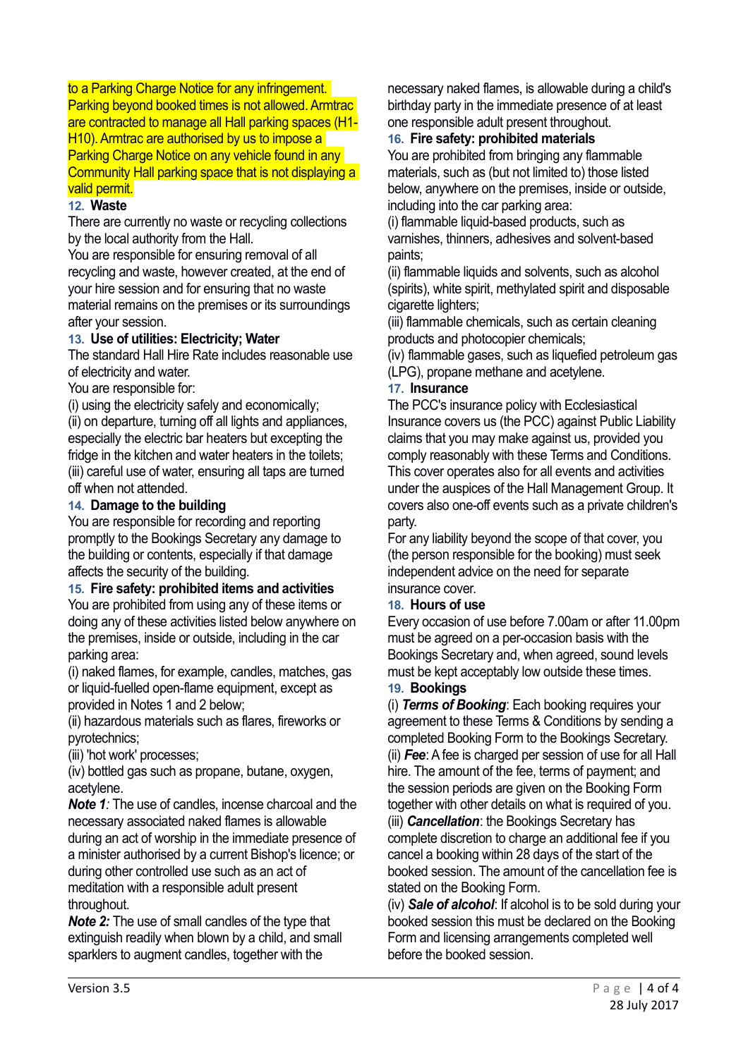to a Parking Charge Notice for any infringement. Parking beyond booked times is not allowed. Armtrac are contracted to manage all Hall parking spaces (H1-H10). Armtrac are authorised by us to impose a Parking Charge Notice on any vehicle found in any Community Hall parking space that is not displaying a valid permit.

### 12. Waste

There are currently no waste or recycling collections by the local authority from the Hall.

You are responsible for ensuring removal of all recycling and waste, however created, at the end of your hire session and for ensuring that no waste material remains on the premises or its surroundings after your session.

### 13. Use of utilities: Electricity; Water

The standard Hall Hire Rate includes reasonable use of electricity and water.

You are responsible for:

(i) using the electricity safely and economically;

(ii) on departure, turning off all lights and appliances, especially the electric bar heaters but excepting the fridge in the kitchen and water heaters in the toilets;

(iii) careful use of water, ensuring all taps are turned off when not attended.

### 14. Damage to the building

You are responsible for recording and reporting promptly to the Bookings Secretary any damage to the building or contents, especially if that damage affects the security of the building.

### 15. Fire safety: prohibited items and activities

You are prohibited from using any of these items or doing any of these activities listed below anywhere on the premises, inside or outside, including in the car parking area:

(i) naked flames, for example, candles, matches, gas or liquid-fuelled open-flame equipment, except as provided in Notes 1 and 2 below;

(ii) hazardous materials such as flares, fireworks or pyrotechnics;

(iii) 'hot work' processes;

(iv) bottled gas such as propane, butane, oxygen, acetylene.

***Note 1**:* The use of candles, incense charcoal and the necessary associated naked flames is allowable during an act of worship in the immediate presence of a minister authorised by a current Bishop's licence; or during other controlled use such as an act of meditation with a responsible adult present throughout.

***Note 2:*** The use of small candles of the type that extinguish readily when blown by a child, and small sparklers to augment candles, together with the necessary naked flames, is allowable during a child's birthday party in the immediate presence of at least one responsible adult present throughout.

### 16. Fire safety: prohibited materials

You are prohibited from bringing any flammable materials, such as (but not limited to) those listed below, anywhere on the premises, inside or outside, including into the car parking area:

(i) flammable liquid-based products, such as varnishes, thinners, adhesives and solvent-based paints;

(ii) flammable liquids and solvents, such as alcohol (spirits), white spirit, methylated spirit and disposable cigarette lighters;

(iii) flammable chemicals, such as certain cleaning products and photocopier chemicals;

(iv) flammable gases, such as liquefied petroleum gas (LPG), propane methane and acetylene.

### 17. Insurance

The PCC's insurance policy with Ecclesiastical Insurance covers us (the PCC) against Public Liability claims that you may make against us, provided you comply reasonably with these Terms and Conditions. This cover operates also for all events and activities under the auspices of the Hall Management Group. It covers also one-off events such as a private children's party.

For any liability beyond the scope of that cover, you (the person responsible for the booking) must seek independent advice on the need for separate insurance cover.

### 18. Hours of use

Every occasion of use before 7.00am or after 11.00pm must be agreed on a per-occasion basis with the Bookings Secretary and, when agreed, sound levels must be kept acceptably low outside these times.

### 19. Bookings

(i) ***Terms of Booking***: Each booking requires your agreement to these Terms & Conditions by sending a completed Booking Form to the Bookings Secretary.

(ii) ***Fee***: A fee is charged per session of use for all Hall hire. The amount of the fee, terms of payment; and the session periods are given on the Booking Form together with other details on what is required of you.

(iii) ***Cancellation***: the Bookings Secretary has complete discretion to charge an additional fee if you cancel a booking within 28 days of the start of the booked session. The amount of the cancellation fee is stated on the Booking Form.

(iv) ***Sale of alcohol***: If alcohol is to be sold during your booked session this must be declared on the Booking Form and licensing arrangements completed well before the booked session.

Version 3.5

28 July 2017